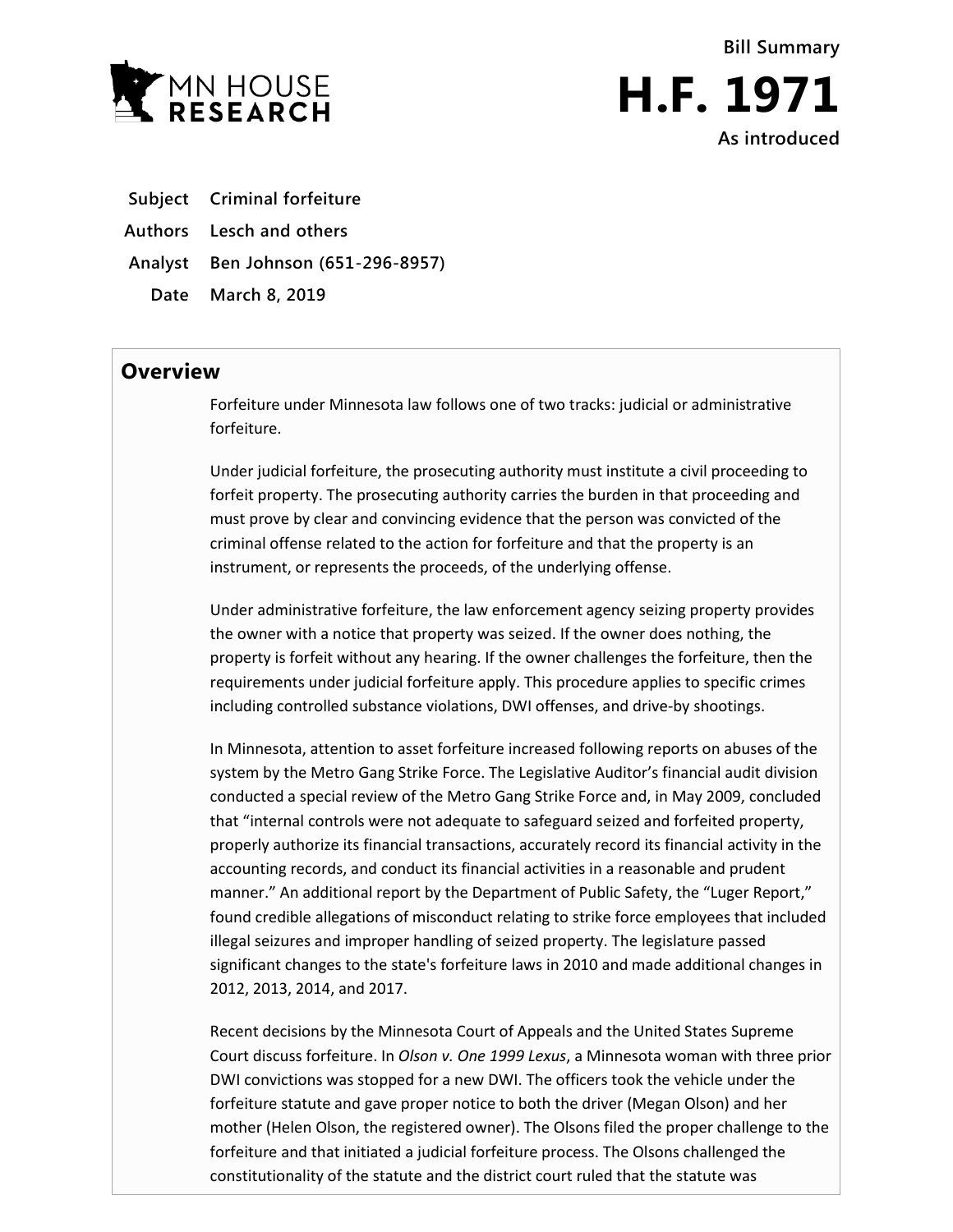Bill Summary

# H.F. 1971

As introduced

**Subject** Criminal forfeiture

**Authors** Lesch and others

**Analyst** Ben Johnson (651-296-8957)

**Date** March 8, 2019

## Overview

Forfeiture under Minnesota law follows one of two tracks: judicial or administrative forfeiture.

Under judicial forfeiture, the prosecuting authority must institute a civil proceeding to forfeit property. The prosecuting authority carries the burden in that proceeding and must prove by clear and convincing evidence that the person was convicted of the criminal offense related to the action for forfeiture and that the property is an instrument, or represents the proceeds, of the underlying offense.

Under administrative forfeiture, the law enforcement agency seizing property provides the owner with a notice that property was seized. If the owner does nothing, the property is forfeit without any hearing. If the owner challenges the forfeiture, then the requirements under judicial forfeiture apply. This procedure applies to specific crimes including controlled substance violations, DWI offenses, and drive-by shootings.

In Minnesota, attention to asset forfeiture increased following reports on abuses of the system by the Metro Gang Strike Force. The Legislative Auditor's financial audit division conducted a special review of the Metro Gang Strike Force and, in May 2009, concluded that "internal controls were not adequate to safeguard seized and forfeited property, properly authorize its financial transactions, accurately record its financial activity in the accounting records, and conduct its financial activities in a reasonable and prudent manner." An additional report by the Department of Public Safety, the "Luger Report," found credible allegations of misconduct relating to strike force employees that included illegal seizures and improper handling of seized property. The legislature passed significant changes to the state's forfeiture laws in 2010 and made additional changes in 2012, 2013, 2014, and 2017.

Recent decisions by the Minnesota Court of Appeals and the United States Supreme Court discuss forfeiture. In *Olson v. One 1999 Lexus*, a Minnesota woman with three prior DWI convictions was stopped for a new DWI. The officers took the vehicle under the forfeiture statute and gave proper notice to both the driver (Megan Olson) and her mother (Helen Olson, the registered owner). The Olsons filed the proper challenge to the forfeiture and that initiated a judicial forfeiture process. The Olsons challenged the constitutionality of the statute and the district court ruled that the statute was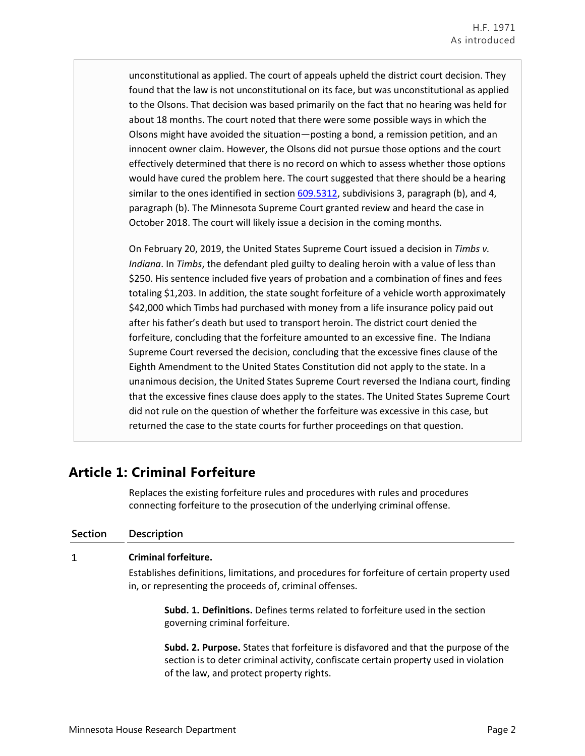unconstitutional as applied. The court of appeals upheld the district court decision. They found that the law is not unconstitutional on its face, but was unconstitutional as applied to the Olsons. That decision was based primarily on the fact that no hearing was held for about 18 months. The court noted that there were some possible ways in which the Olsons might have avoided the situation—posting a bond, a remission petition, and an innocent owner claim. However, the Olsons did not pursue those options and the court effectively determined that there is no record on which to assess whether those options would have cured the problem here. The court suggested that there should be a hearing similar to the ones identified in section 609.5312, subdivisions 3, paragraph (b), and 4, paragraph (b). The Minnesota Supreme Court granted review and heard the case in October 2018. The court will likely issue a decision in the coming months.

On February 20, 2019, the United States Supreme Court issued a decision in *Timbs v. Indiana*. In *Timbs*, the defendant pled guilty to dealing heroin with a value of less than $250. His sentence included five years of probation and a combination of fines and fees totaling $1,203. In addition, the state sought forfeiture of a vehicle worth approximately $42,000 which Timbs had purchased with money from a life insurance policy paid out after his father's death but used to transport heroin. The district court denied the forfeiture, concluding that the forfeiture amounted to an excessive fine. The Indiana Supreme Court reversed the decision, concluding that the excessive fines clause of the Eighth Amendment to the United States Constitution did not apply to the state. In a unanimous decision, the United States Supreme Court reversed the Indiana court, finding that the excessive fines clause does apply to the states. The United States Supreme Court did not rule on the question of whether the forfeiture was excessive in this case, but returned the case to the state courts for further proceedings on that question.

## Article 1: Criminal Forfeiture

Replaces the existing forfeiture rules and procedures with rules and procedures connecting forfeiture to the prosecution of the underlying criminal offense.

| Section | Description |
|---|---|

**1 Criminal forfeiture.**

Establishes definitions, limitations, and procedures for forfeiture of certain property used in, or representing the proceeds of, criminal offenses.

**Subd. 1. Definitions.** Defines terms related to forfeiture used in the section governing criminal forfeiture.

**Subd. 2. Purpose.** States that forfeiture is disfavored and that the purpose of the section is to deter criminal activity, confiscate certain property used in violation of the law, and protect property rights.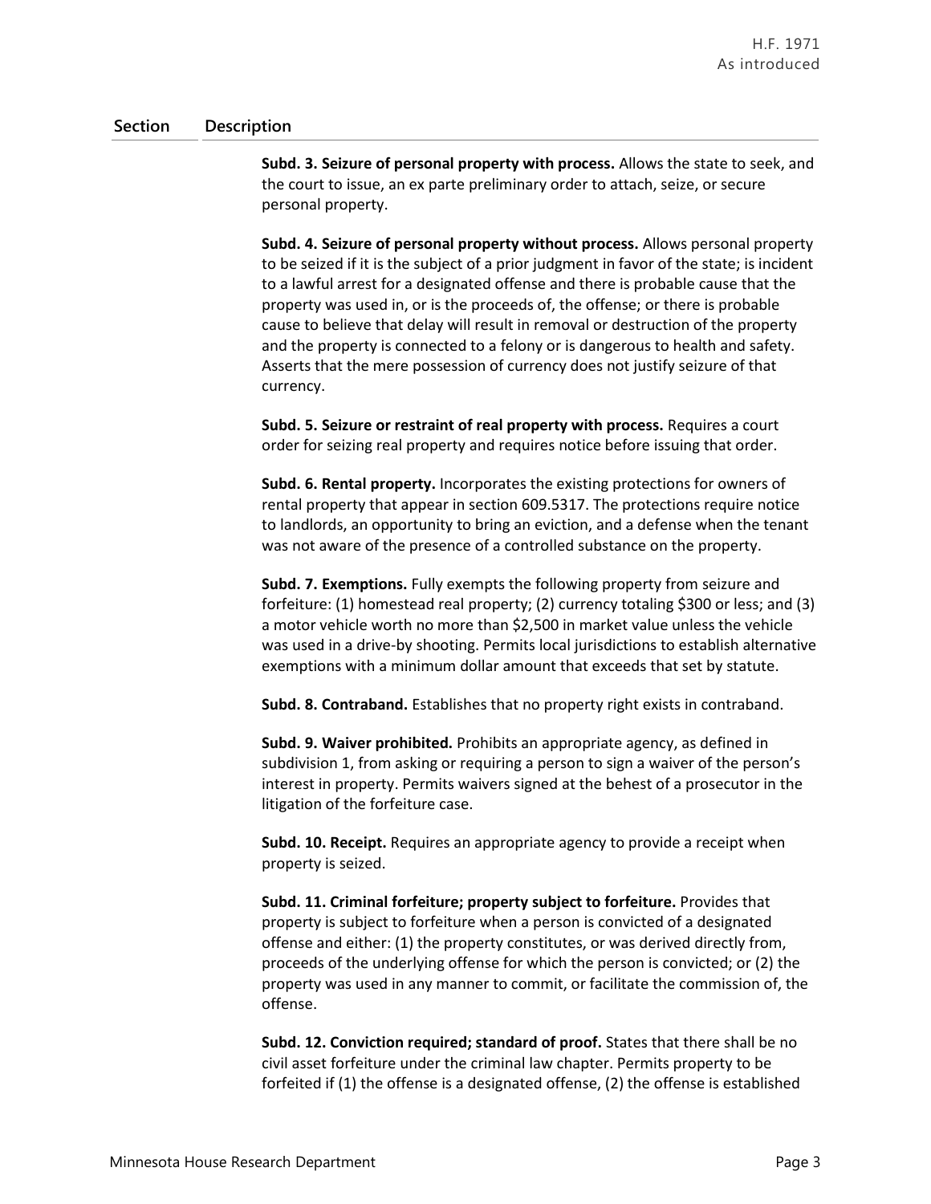| Section | Description |
|---|---|
| | **Subd. 3. Seizure of personal property with process.** Allows the state to seek, and the court to issue, an ex parte preliminary order to attach, seize, or secure personal property. |
| | **Subd. 4. Seizure of personal property without process.** Allows personal property to be seized if it is the subject of a prior judgment in favor of the state; is incident to a lawful arrest for a designated offense and there is probable cause that the property was used in, or is the proceeds of, the offense; or there is probable cause to believe that delay will result in removal or destruction of the property and the property is connected to a felony or is dangerous to health and safety. Asserts that the mere possession of currency does not justify seizure of that currency. |
| | **Subd. 5. Seizure or restraint of real property with process.** Requires a court order for seizing real property and requires notice before issuing that order. |
| | **Subd. 6. Rental property.** Incorporates the existing protections for owners of rental property that appear in section 609.5317. The protections require notice to landlords, an opportunity to bring an eviction, and a defense when the tenant was not aware of the presence of a controlled substance on the property. |
| | **Subd. 7. Exemptions.** Fully exempts the following property from seizure and forfeiture: (1) homestead real property; (2) currency totaling $300 or less; and (3) a motor vehicle worth no more than $2,500 in market value unless the vehicle was used in a drive-by shooting. Permits local jurisdictions to establish alternative exemptions with a minimum dollar amount that exceeds that set by statute. |
| | **Subd. 8. Contraband.** Establishes that no property right exists in contraband. |
| | **Subd. 9. Waiver prohibited.** Prohibits an appropriate agency, as defined in subdivision 1, from asking or requiring a person to sign a waiver of the person's interest in property. Permits waivers signed at the behest of a prosecutor in the litigation of the forfeiture case. |
| | **Subd. 10. Receipt.** Requires an appropriate agency to provide a receipt when property is seized. |
| | **Subd. 11. Criminal forfeiture; property subject to forfeiture.** Provides that property is subject to forfeiture when a person is convicted of a designated offense and either: (1) the property constitutes, or was derived directly from, proceeds of the underlying offense for which the person is convicted; or (2) the property was used in any manner to commit, or facilitate the commission of, the offense. |
| | **Subd. 12. Conviction required; standard of proof.** States that there shall be no civil asset forfeiture under the criminal law chapter. Permits property to be forfeited if (1) the offense is a designated offense, (2) the offense is established |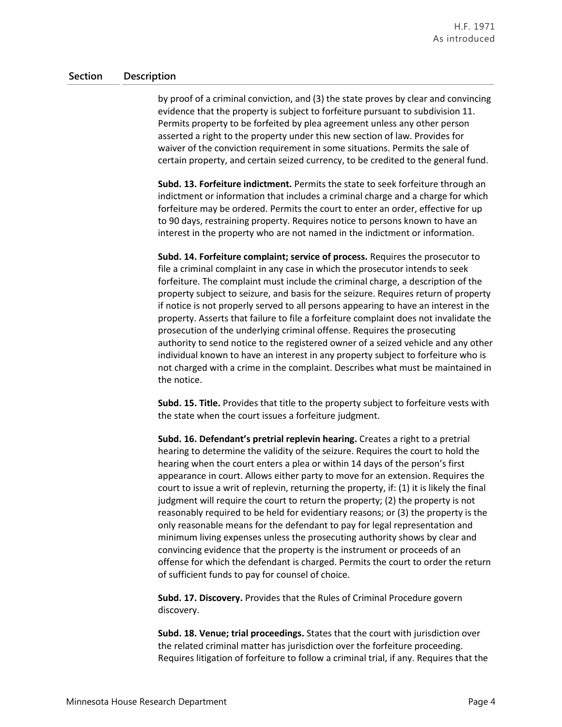| Section | Description |
|---|---|
| | by proof of a criminal conviction, and (3) the state proves by clear and convincing evidence that the property is subject to forfeiture pursuant to subdivision 11. Permits property to be forfeited by plea agreement unless any other person asserted a right to the property under this new section of law. Provides for waiver of the conviction requirement in some situations. Permits the sale of certain property, and certain seized currency, to be credited to the general fund. |
| | **Subd. 13. Forfeiture indictment.** Permits the state to seek forfeiture through an indictment or information that includes a criminal charge and a charge for which forfeiture may be ordered. Permits the court to enter an order, effective for up to 90 days, restraining property. Requires notice to persons known to have an interest in the property who are not named in the indictment or information. |
| | **Subd. 14. Forfeiture complaint; service of process.** Requires the prosecutor to file a criminal complaint in any case in which the prosecutor intends to seek forfeiture. The complaint must include the criminal charge, a description of the property subject to seizure, and basis for the seizure. Requires return of property if notice is not properly served to all persons appearing to have an interest in the property. Asserts that failure to file a forfeiture complaint does not invalidate the prosecution of the underlying criminal offense. Requires the prosecuting authority to send notice to the registered owner of a seized vehicle and any other individual known to have an interest in any property subject to forfeiture who is not charged with a crime in the complaint. Describes what must be maintained in the notice. |
| | **Subd. 15. Title.** Provides that title to the property subject to forfeiture vests with the state when the court issues a forfeiture judgment. |
| | **Subd. 16. Defendant's pretrial replevin hearing.** Creates a right to a pretrial hearing to determine the validity of the seizure. Requires the court to hold the hearing when the court enters a plea or within 14 days of the person's first appearance in court. Allows either party to move for an extension. Requires the court to issue a writ of replevin, returning the property, if: (1) it is likely the final judgment will require the court to return the property; (2) the property is not reasonably required to be held for evidentiary reasons; or (3) the property is the only reasonable means for the defendant to pay for legal representation and minimum living expenses unless the prosecuting authority shows by clear and convincing evidence that the property is the instrument or proceeds of an offense for which the defendant is charged. Permits the court to order the return of sufficient funds to pay for counsel of choice. |
| | **Subd. 17. Discovery.** Provides that the Rules of Criminal Procedure govern discovery. |
| | **Subd. 18. Venue; trial proceedings.** States that the court with jurisdiction over the related criminal matter has jurisdiction over the forfeiture proceeding. Requires litigation of forfeiture to follow a criminal trial, if any. Requires that the |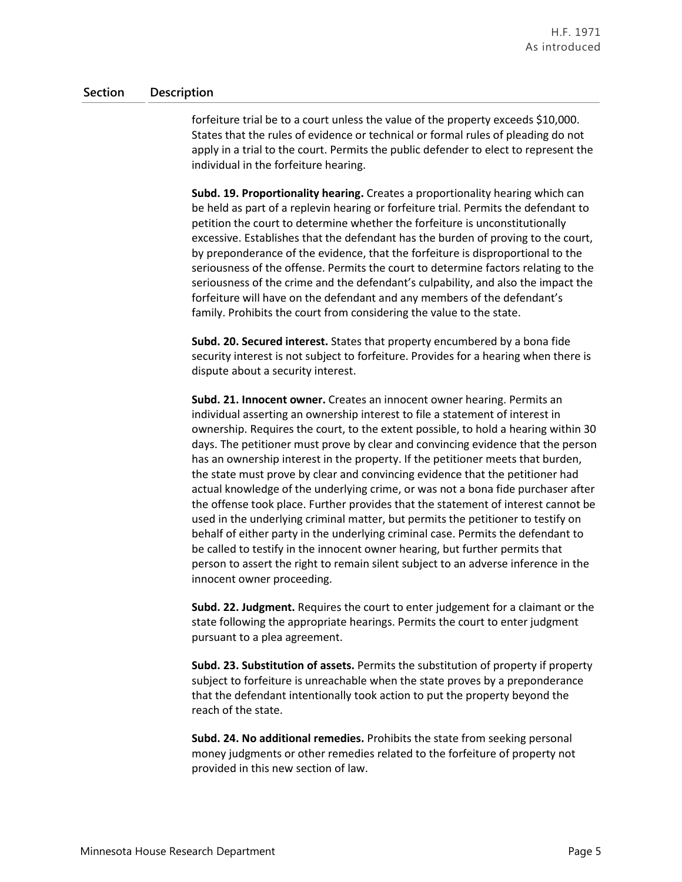| Section | Description |
|---|---|
| | forfeiture trial be to a court unless the value of the property exceeds $10,000. States that the rules of evidence or technical or formal rules of pleading do not apply in a trial to the court. Permits the public defender to elect to represent the individual in the forfeiture hearing. |
| | **Subd. 19. Proportionality hearing.** Creates a proportionality hearing which can be held as part of a replevin hearing or forfeiture trial. Permits the defendant to petition the court to determine whether the forfeiture is unconstitutionally excessive. Establishes that the defendant has the burden of proving to the court, by preponderance of the evidence, that the forfeiture is disproportional to the seriousness of the offense. Permits the court to determine factors relating to the seriousness of the crime and the defendant's culpability, and also the impact the forfeiture will have on the defendant and any members of the defendant's family. Prohibits the court from considering the value to the state. |
| | **Subd. 20. Secured interest.** States that property encumbered by a bona fide security interest is not subject to forfeiture. Provides for a hearing when there is dispute about a security interest. |
| | **Subd. 21. Innocent owner.** Creates an innocent owner hearing. Permits an individual asserting an ownership interest to file a statement of interest in ownership. Requires the court, to the extent possible, to hold a hearing within 30 days. The petitioner must prove by clear and convincing evidence that the person has an ownership interest in the property. If the petitioner meets that burden, the state must prove by clear and convincing evidence that the petitioner had actual knowledge of the underlying crime, or was not a bona fide purchaser after the offense took place. Further provides that the statement of interest cannot be used in the underlying criminal matter, but permits the petitioner to testify on behalf of either party in the underlying criminal case. Permits the defendant to be called to testify in the innocent owner hearing, but further permits that person to assert the right to remain silent subject to an adverse inference in the innocent owner proceeding. |
| | **Subd. 22. Judgment.** Requires the court to enter judgement for a claimant or the state following the appropriate hearings. Permits the court to enter judgment pursuant to a plea agreement. |
| | **Subd. 23. Substitution of assets.** Permits the substitution of property if property subject to forfeiture is unreachable when the state proves by a preponderance that the defendant intentionally took action to put the property beyond the reach of the state. |
| | **Subd. 24. No additional remedies.** Prohibits the state from seeking personal money judgments or other remedies related to the forfeiture of property not provided in this new section of law. |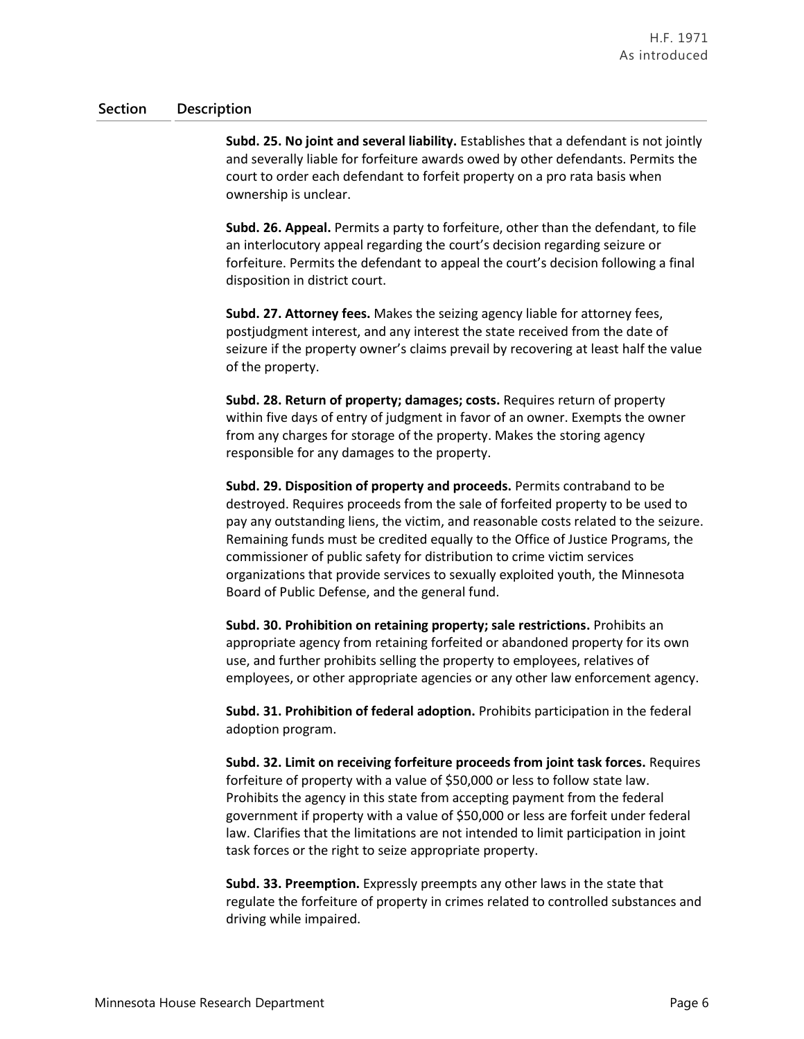| Section | Description |
|---|---|
| | **Subd. 25. No joint and several liability.** Establishes that a defendant is not jointly and severally liable for forfeiture awards owed by other defendants. Permits the court to order each defendant to forfeit property on a pro rata basis when ownership is unclear. |
| | **Subd. 26. Appeal.** Permits a party to forfeiture, other than the defendant, to file an interlocutory appeal regarding the court's decision regarding seizure or forfeiture. Permits the defendant to appeal the court's decision following a final disposition in district court. |
| | **Subd. 27. Attorney fees.** Makes the seizing agency liable for attorney fees, postjudgment interest, and any interest the state received from the date of seizure if the property owner's claims prevail by recovering at least half the value of the property. |
| | **Subd. 28. Return of property; damages; costs.** Requires return of property within five days of entry of judgment in favor of an owner. Exempts the owner from any charges for storage of the property. Makes the storing agency responsible for any damages to the property. |
| | **Subd. 29. Disposition of property and proceeds.** Permits contraband to be destroyed. Requires proceeds from the sale of forfeited property to be used to pay any outstanding liens, the victim, and reasonable costs related to the seizure. Remaining funds must be credited equally to the Office of Justice Programs, the commissioner of public safety for distribution to crime victim services organizations that provide services to sexually exploited youth, the Minnesota Board of Public Defense, and the general fund. |
| | **Subd. 30. Prohibition on retaining property; sale restrictions.** Prohibits an appropriate agency from retaining forfeited or abandoned property for its own use, and further prohibits selling the property to employees, relatives of employees, or other appropriate agencies or any other law enforcement agency. |
| | **Subd. 31. Prohibition of federal adoption.** Prohibits participation in the federal adoption program. |
| | **Subd. 32. Limit on receiving forfeiture proceeds from joint task forces.** Requires forfeiture of property with a value of $50,000 or less to follow state law. Prohibits the agency in this state from accepting payment from the federal government if property with a value of $50,000 or less are forfeit under federal law. Clarifies that the limitations are not intended to limit participation in joint task forces or the right to seize appropriate property. |
| | **Subd. 33. Preemption.** Expressly preempts any other laws in the state that regulate the forfeiture of property in crimes related to controlled substances and driving while impaired. |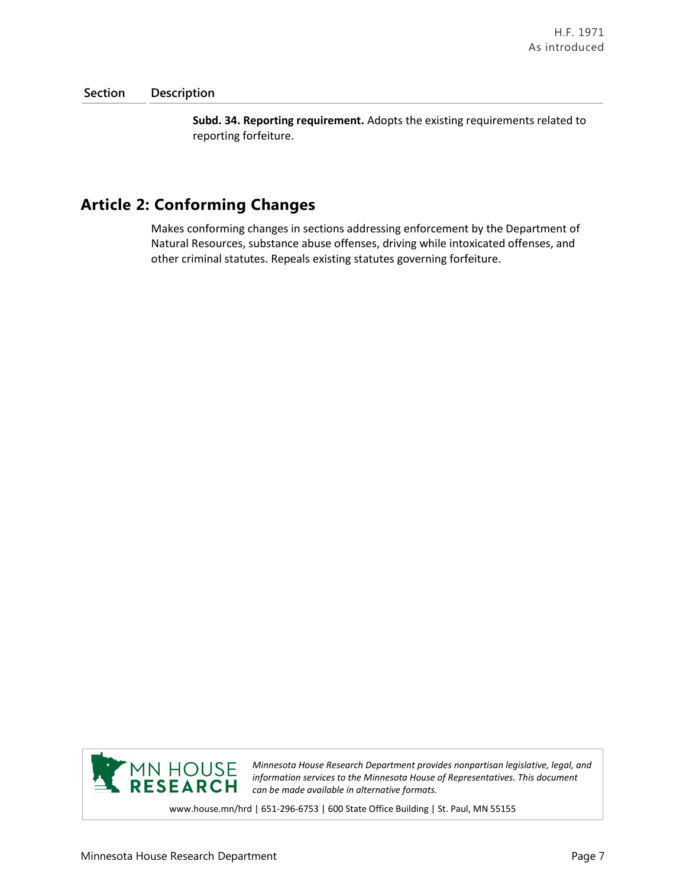| Section | Description |
|---|---|
| | **Subd. 34. Reporting requirement.** Adopts the existing requirements related to reporting forfeiture. |

## Article 2: Conforming Changes

Makes conforming changes in sections addressing enforcement by the Department of Natural Resources, substance abuse offenses, driving while intoxicated offenses, and other criminal statutes. Repeals existing statutes governing forfeiture.

MN HOUSE RESEARCH

*Minnesota House Research Department provides nonpartisan legislative, legal, and information services to the Minnesota House of Representatives. This document can be made available in alternative formats.*

www.house.mn/hrd | 651-296-6753 | 600 State Office Building | St. Paul, MN 55155